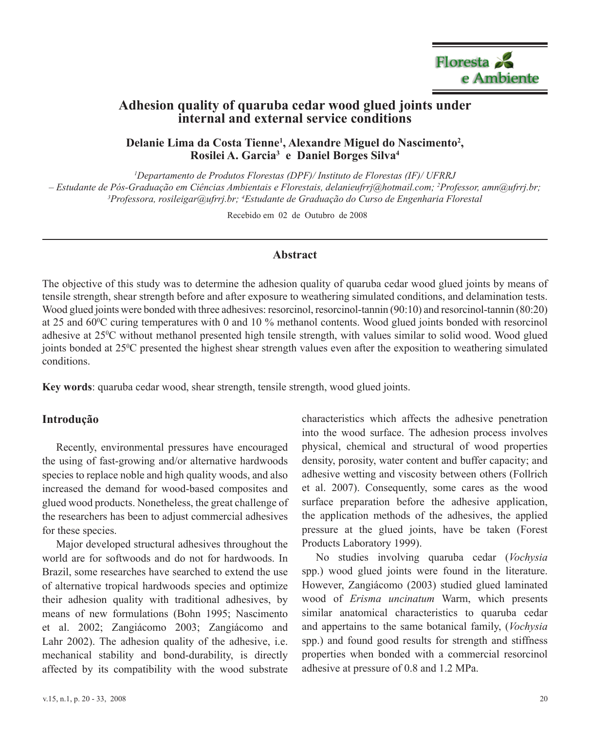# Adhesion quality of quaruba cedar wood glued joints under internal and external service conditions

**Delanie Lima da Costa Tienne[1], Alexandre Miguel do Nascimento[2], Rosilei A. Garcia[3] e Daniel Borges Silva[4]**

*[1]Departamento de Produtos Florestas (DPF)/ Instituto de Florestas (IF)/ UFRRJ – Estudante de Pós-Graduação em Ciências Ambientais e Florestais, delanieufrrj@hotmail.com; [2]Professor, amn@ufrrj.br; [3]Professora, rosileigar@ufrrj.br; [4]Estudante de Graduação do Curso de Engenharia Florestal*

Recebido em 02 de Outubro de 2008

## Abstract

The objective of this study was to determine the adhesion quality of quaruba cedar wood glued joints by means of tensile strength, shear strength before and after exposure to weathering simulated conditions, and delamination tests. Wood glued joints were bonded with three adhesives: resorcinol, resorcinol-tannin (90:10) and resorcinol-tannin (80:20) at 25 and 60$^0$C curing temperatures with 0 and 10 % methanol contents. Wood glued joints bonded with resorcinol adhesive at 25$^0$C without methanol presented high tensile strength, with values similar to solid wood. Wood glued joints bonded at 25$^0$C presented the highest shear strength values even after the exposition to weathering simulated conditions.

**Key words**: quaruba cedar wood, shear strength, tensile strength, wood glued joints.

## Introdução

Recently, environmental pressures have encouraged the using of fast-growing and/or alternative hardwoods species to replace noble and high quality woods, and also increased the demand for wood-based composites and glued wood products. Nonetheless, the great challenge of the researchers has been to adjust commercial adhesives for these species.

Major developed structural adhesives throughout the world are for softwoods and do not for hardwoods. In Brazil, some researches have searched to extend the use of alternative tropical hardwoods species and optimize their adhesion quality with traditional adhesives, by means of new formulations (Bohn 1995; Nascimento et al. 2002; Zangiácomo 2003; Zangiácomo and Lahr 2002). The adhesion quality of the adhesive, i.e. mechanical stability and bond-durability, is directly affected by its compatibility with the wood substrate characteristics which affects the adhesive penetration into the wood surface. The adhesion process involves physical, chemical and structural of wood properties density, porosity, water content and buffer capacity; and adhesive wetting and viscosity between others (Follrich et al. 2007). Consequently, some cares as the wood surface preparation before the adhesive application, the application methods of the adhesives, the applied pressure at the glued joints, have be taken (Forest Products Laboratory 1999).

No studies involving quaruba cedar (*Vochysia* spp.) wood glued joints were found in the literature. However, Zangiácomo (2003) studied glued laminated wood of *Erisma uncinatum* Warm, which presents similar anatomical characteristics to quaruba cedar and appertains to the same botanical family, (*Vochysia* spp.) and found good results for strength and stiffness properties when bonded with a commercial resorcinol adhesive at pressure of 0.8 and 1.2 MPa.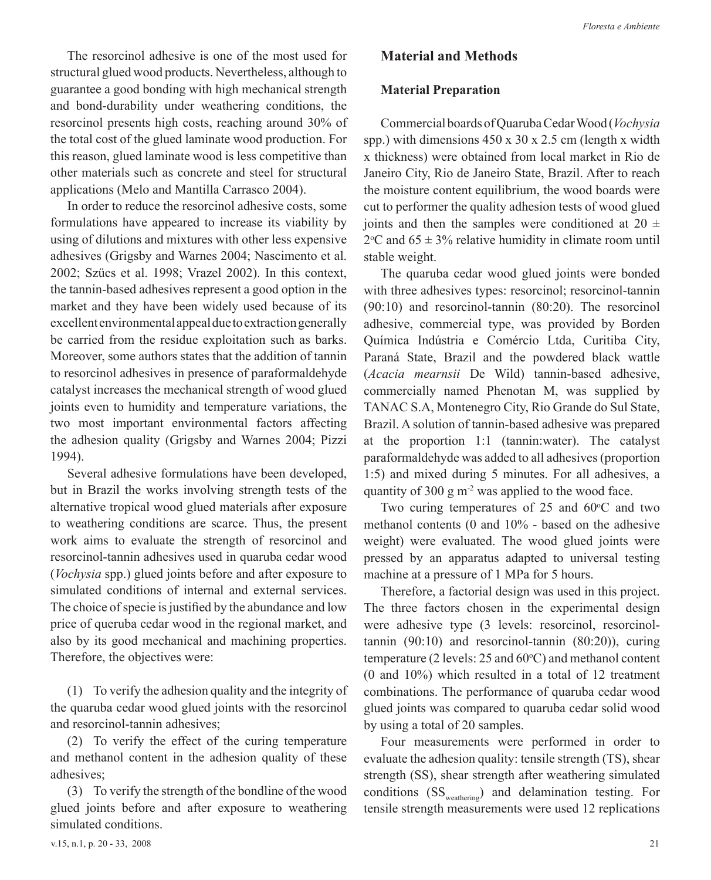The resorcinol adhesive is one of the most used for structural glued wood products. Nevertheless, although to guarantee a good bonding with high mechanical strength and bond-durability under weathering conditions, the resorcinol presents high costs, reaching around 30% of the total cost of the glued laminate wood production. For this reason, glued laminate wood is less competitive than other materials such as concrete and steel for structural applications (Melo and Mantilla Carrasco 2004).

In order to reduce the resorcinol adhesive costs, some formulations have appeared to increase its viability by using of dilutions and mixtures with other less expensive adhesives (Grigsby and Warnes 2004; Nascimento et al. 2002; Szücs et al. 1998; Vrazel 2002). In this context, the tannin-based adhesives represent a good option in the market and they have been widely used because of its excellent environmental appeal due to extraction generally be carried from the residue exploitation such as barks. Moreover, some authors states that the addition of tannin to resorcinol adhesives in presence of paraformaldehyde catalyst increases the mechanical strength of wood glued joints even to humidity and temperature variations, the two most important environmental factors affecting the adhesion quality (Grigsby and Warnes 2004; Pizzi 1994).

Several adhesive formulations have been developed, but in Brazil the works involving strength tests of the alternative tropical wood glued materials after exposure to weathering conditions are scarce. Thus, the present work aims to evaluate the strength of resorcinol and resorcinol-tannin adhesives used in quaruba cedar wood (*Vochysia* spp.) glued joints before and after exposure to simulated conditions of internal and external services. The choice of specie is justified by the abundance and low price of queruba cedar wood in the regional market, and also by its good mechanical and machining properties. Therefore, the objectives were:

(1) To verify the adhesion quality and the integrity of the quaruba cedar wood glued joints with the resorcinol and resorcinol-tannin adhesives;

(2) To verify the effect of the curing temperature and methanol content in the adhesion quality of these adhesives;

(3) To verify the strength of the bondline of the wood glued joints before and after exposure to weathering simulated conditions.

## Material and Methods

### Material Preparation

Commercial boards of Quaruba Cedar Wood (*Vochysia* spp.) with dimensions 450 x 30 x 2.5 cm (length x width x thickness) were obtained from local market in Rio de Janeiro City, Rio de Janeiro State, Brazil. After to reach the moisture content equilibrium, the wood boards were cut to performer the quality adhesion tests of wood glued joints and then the samples were conditioned at 20 ± 2°C and 65 ± 3% relative humidity in climate room until stable weight.

The quaruba cedar wood glued joints were bonded with three adhesives types: resorcinol; resorcinol-tannin (90:10) and resorcinol-tannin (80:20). The resorcinol adhesive, commercial type, was provided by Borden Química Indústria e Comércio Ltda, Curitiba City, Paraná State, Brazil and the powdered black wattle (*Acacia mearnsii* De Wild) tannin-based adhesive, commercially named Phenotan M, was supplied by TANAC S.A, Montenegro City, Rio Grande do Sul State, Brazil. A solution of tannin-based adhesive was prepared at the proportion 1:1 (tannin:water). The catalyst paraformaldehyde was added to all adhesives (proportion 1:5) and mixed during 5 minutes. For all adhesives, a quantity of 300 g $m^{-2}$ was applied to the wood face.

Two curing temperatures of 25 and 60°C and two methanol contents (0 and 10% - based on the adhesive weight) were evaluated. The wood glued joints were pressed by an apparatus adapted to universal testing machine at a pressure of 1 MPa for 5 hours.

Therefore, a factorial design was used in this project. The three factors chosen in the experimental design were adhesive type (3 levels: resorcinol, resorcinol-tannin (90:10) and resorcinol-tannin (80:20)), curing temperature (2 levels: 25 and 60°C) and methanol content (0 and 10%) which resulted in a total of 12 treatment combinations. The performance of quaruba cedar wood glued joints was compared to quaruba cedar solid wood by using a total of 20 samples.

Four measurements were performed in order to evaluate the adhesion quality: tensile strength (TS), shear strength (SS), shear strength after weathering simulated conditions ($SS_{weathering}$) and delamination testing. For tensile strength measurements were used 12 replications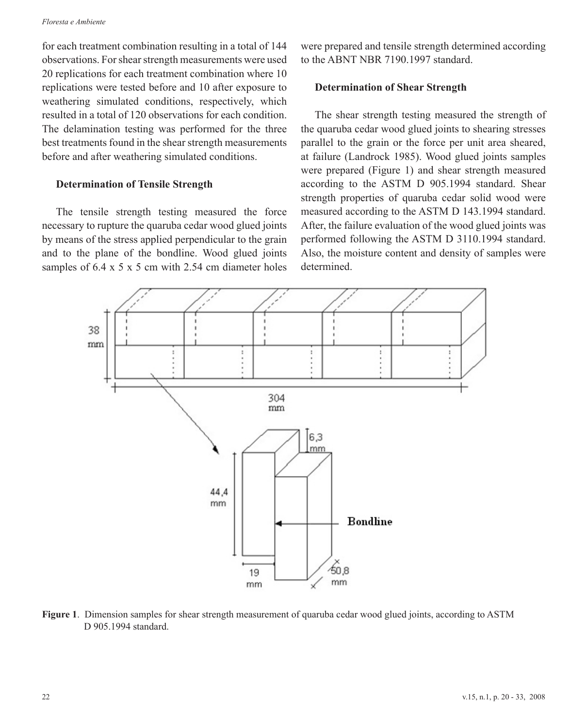for each treatment combination resulting in a total of 144 observations. For shear strength measurements were used 20 replications for each treatment combination where 10 replications were tested before and 10 after exposure to weathering simulated conditions, respectively, which resulted in a total of 120 observations for each condition. The delamination testing was performed for the three best treatments found in the shear strength measurements before and after weathering simulated conditions.

### Determination of Tensile Strength

The tensile strength testing measured the force necessary to rupture the quaruba cedar wood glued joints by means of the stress applied perpendicular to the grain and to the plane of the bondline. Wood glued joints samples of 6.4 x 5 x 5 cm with 2.54 cm diameter holes were prepared and tensile strength determined according to the ABNT NBR 7190.1997 standard.

### Determination of Shear Strength

The shear strength testing measured the strength of the quaruba cedar wood glued joints to shearing stresses parallel to the grain or the force per unit area sheared, at failure (Landrock 1985). Wood glued joints samples were prepared (Figure 1) and shear strength measured according to the ASTM D 905.1994 standard. Shear strength properties of quaruba cedar solid wood were measured according to the ASTM D 143.1994 standard. After, the failure evaluation of the wood glued joints was performed following the ASTM D 3110.1994 standard. Also, the moisture content and density of samples were determined.

**Figure 1**. Dimension samples for shear strength measurement of quaruba cedar wood glued joints, according to ASTM D 905.1994 standard.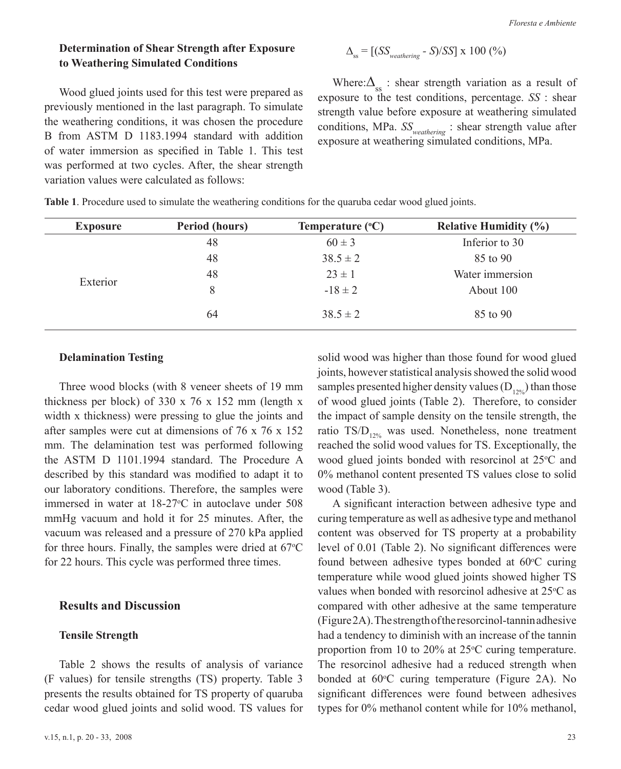### Determination of Shear Strength after Exposure to Weathering Simulated Conditions

Wood glued joints used for this test were prepared as previously mentioned in the last paragraph. To simulate the weathering conditions, it was chosen the procedure B from ASTM D 1183.1994 standard with addition of water immersion as specified in Table 1. This test was performed at two cycles. After, the shear strength variation values were calculated as follows:

$$\Delta_{ss} = [(SS_{weathering} - S)/SS] \times 100\ (\%)$$

Where: $\Delta_{ss}$ : shear strength variation as a result of exposure to the test conditions, percentage. $SS$ : shear strength value before exposure at weathering simulated conditions, MPa. $SS_{weathering}$ : shear strength value after exposure at weathering simulated conditions, MPa.

**Table 1**. Procedure used to simulate the weathering conditions for the quaruba cedar wood glued joints.

| Exposure | Period (hours) | Temperature (°C) | Relative Humidity (%) |
|---|---|---|---|
| Exterior | 48 | 60 ± 3 | Inferior to 30 |
| | 48 | 38.5 ± 2 | 85 to 90 |
| | 48 | 23 ± 1 | Water immersion |
| | 8 | -18 ± 2 | About 100 |
| | 64 | 38.5 ± 2 | 85 to 90 |

### Delamination Testing

Three wood blocks (with 8 veneer sheets of 19 mm thickness per block) of 330 x 76 x 152 mm (length x width x thickness) were pressing to glue the joints and after samples were cut at dimensions of 76 x 76 x 152 mm. The delamination test was performed following the ASTM D 1101.1994 standard. The Procedure A described by this standard was modified to adapt it to our laboratory conditions. Therefore, the samples were immersed in water at 18-27°C in autoclave under 508 mmHg vacuum and hold it for 25 minutes. After, the vacuum was released and a pressure of 270 kPa applied for three hours. Finally, the samples were dried at 67°C for 22 hours. This cycle was performed three times.

## Results and Discussion

### Tensile Strength

Table 2 shows the results of analysis of variance (F values) for tensile strengths (TS) property. Table 3 presents the results obtained for TS property of quaruba cedar wood glued joints and solid wood. TS values for solid wood was higher than those found for wood glued joints, however statistical analysis showed the solid wood samples presented higher density values ($D_{12\%}$) than those of wood glued joints (Table 2). Therefore, to consider the impact of sample density on the tensile strength, the ratio $TS/D_{12\%}$ was used. Nonetheless, none treatment reached the solid wood values for TS. Exceptionally, the wood glued joints bonded with resorcinol at 25°C and 0% methanol content presented TS values close to solid wood (Table 3).

A significant interaction between adhesive type and curing temperature as well as adhesive type and methanol content was observed for TS property at a probability level of 0.01 (Table 2). No significant differences were found between adhesive types bonded at 60°C curing temperature while wood glued joints showed higher TS values when bonded with resorcinol adhesive at 25°C as compared with other adhesive at the same temperature (Figure 2A). The strength of the resorcinol-tannin adhesive had a tendency to diminish with an increase of the tannin proportion from 10 to 20% at 25°C curing temperature. The resorcinol adhesive had a reduced strength when bonded at 60°C curing temperature (Figure 2A). No significant differences were found between adhesives types for 0% methanol content while for 10% methanol,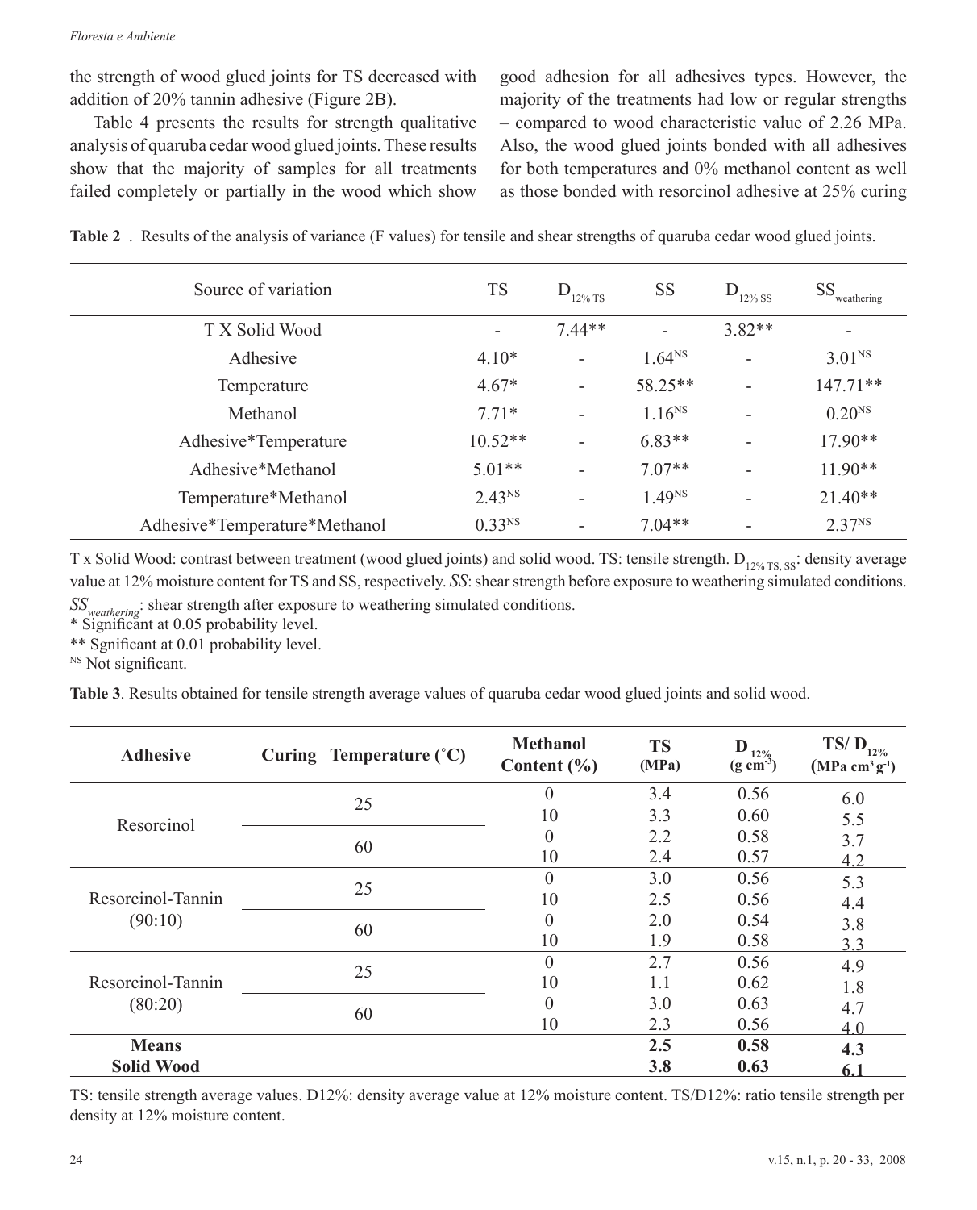the strength of wood glued joints for TS decreased with addition of 20% tannin adhesive (Figure 2B).

Table 4 presents the results for strength qualitative analysis of quaruba cedar wood glued joints. These results show that the majority of samples for all treatments failed completely or partially in the wood which show good adhesion for all adhesives types. However, the majority of the treatments had low or regular strengths – compared to wood characteristic value of 2.26 MPa. Also, the wood glued joints bonded with all adhesives for both temperatures and 0% methanol content as well as those bonded with resorcinol adhesive at 25% curing

**Table 2** . Results of the analysis of variance (F values) for tensile and shear strengths of quaruba cedar wood glued joints.

| Source of variation | TS | $D_{12\% TS}$ | SS | $D_{12\% SS}$ | $SS_{weathering}$ |
|---|---|---|---|---|---|
| T X Solid Wood | - | 7.44** | - | 3.82** | - |
| Adhesive | 4.10* | - | $1.64^{NS}$ | - | $3.01^{NS}$ |
| Temperature | 4.67* | - | 58.25** | - | 147.71** |
| Methanol | 7.71* | - | $1.16^{NS}$ | - | $0.20^{NS}$ |
| Adhesive*Temperature | 10.52** | - | 6.83** | - | 17.90** |
| Adhesive*Methanol | 5.01** | - | 7.07** | - | 11.90** |
| Temperature*Methanol | $2.43^{NS}$ | - | $1.49^{NS}$ | - | 21.40** |
| Adhesive*Temperature*Methanol | $0.33^{NS}$ | - | 7.04** | - | $2.37^{NS}$ |

T x Solid Wood: contrast between treatment (wood glued joints) and solid wood. TS: tensile strength. $D_{12\% TS, SS}$: density average value at 12% moisture content for TS and SS, respectively. *SS*: shear strength before exposure to weathering simulated conditions. $SS_{weathering}$: shear strength after exposure to weathering simulated conditions.
* Significant at 0.05 probability level.
** Sgnificant at 0.01 probability level.
NS Not significant.

**Table 3**. Results obtained for tensile strength average values of quaruba cedar wood glued joints and solid wood.

| **Adhesive** | **Curing Temperature (˚C)** | **Methanol Content (%)** | **TS (MPa)** | **$D_{12\%}$ (g cm$^{-3}$)** | **TS/ $D_{12\%}$ (MPa cm$^3$ g$^{-1}$)** |
|---|---|---|---|---|---|
| Resorcinol | 25 | 0 | 3.4 | 0.56 | 6.0 |
| | | 10 | 3.3 | 0.60 | 5.5 |
| | 60 | 0 | 2.2 | 0.58 | 3.7 |
| | | 10 | 2.4 | 0.57 | 4.2 |
| Resorcinol-Tannin (90:10) | 25 | 0 | 3.0 | 0.56 | 5.3 |
| | | 10 | 2.5 | 0.56 | 4.4 |
| | 60 | 0 | 2.0 | 0.54 | 3.8 |
| | | 10 | 1.9 | 0.58 | 3.3 |
| Resorcinol-Tannin (80:20) | 25 | 0 | 2.7 | 0.56 | 4.9 |
| | | 10 | 1.1 | 0.62 | 1.8 |
| | 60 | 0 | 3.0 | 0.63 | 4.7 |
| | | 10 | 2.3 | 0.56 | 4.0 |
| **Means** | | | **2.5** | **0.58** | **4.3** |
| **Solid Wood** | | | **3.8** | **0.63** | **6.1** |

TS: tensile strength average values. D12%: density average value at 12% moisture content. TS/D12%: ratio tensile strength per density at 12% moisture content.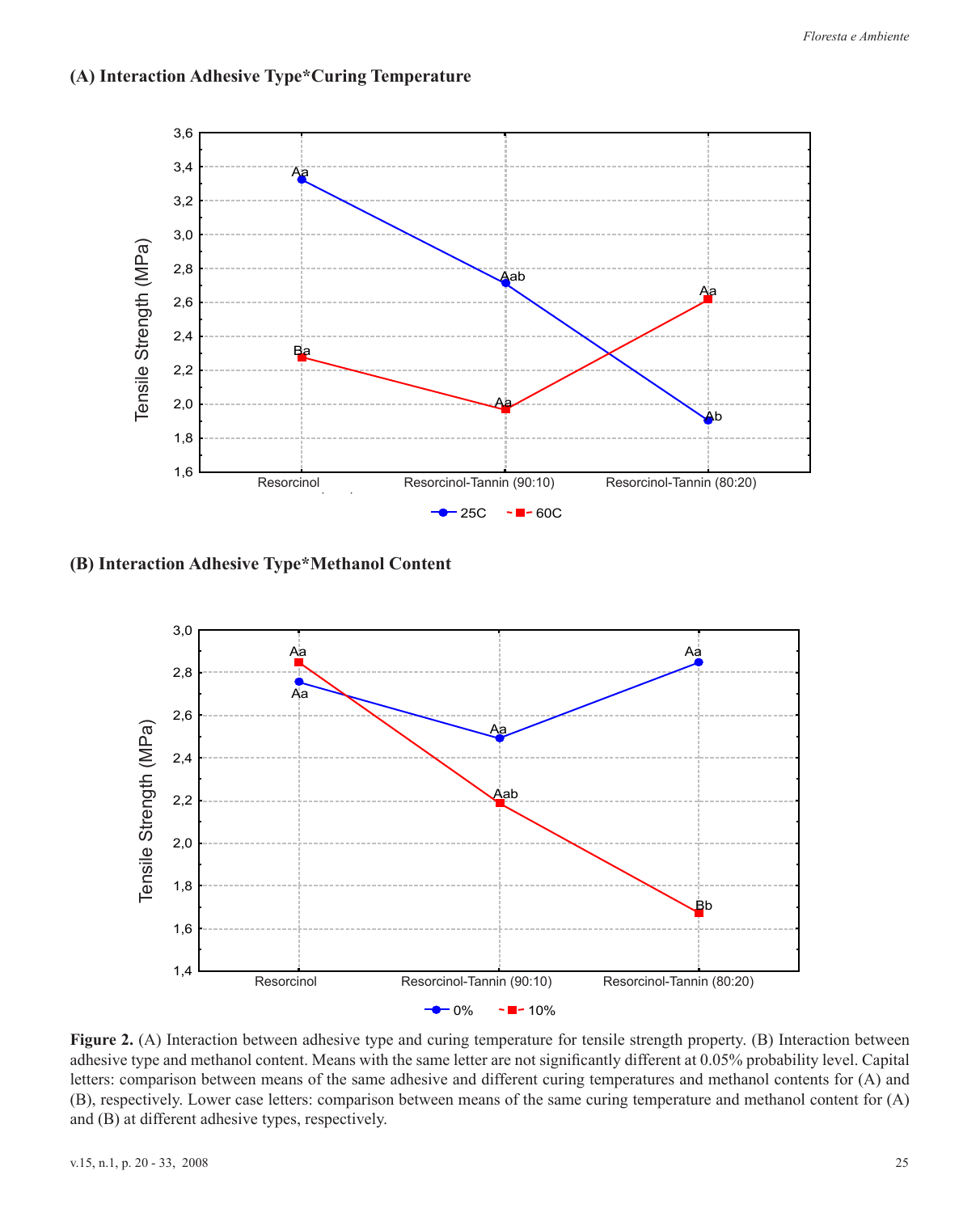**(A) Interaction Adhesive Type*Curing Temperature**

**(B) Interaction Adhesive Type*Methanol Content**

**Figure 2.** (A) Interaction between adhesive type and curing temperature for tensile strength property. (B) Interaction between adhesive type and methanol content. Means with the same letter are not significantly different at 0.05% probability level. Capital letters: comparison between means of the same adhesive and different curing temperatures and methanol contents for (A) and (B), respectively. Lower case letters: comparison between means of the same curing temperature and methanol content for (A) and (B) at different adhesive types, respectively.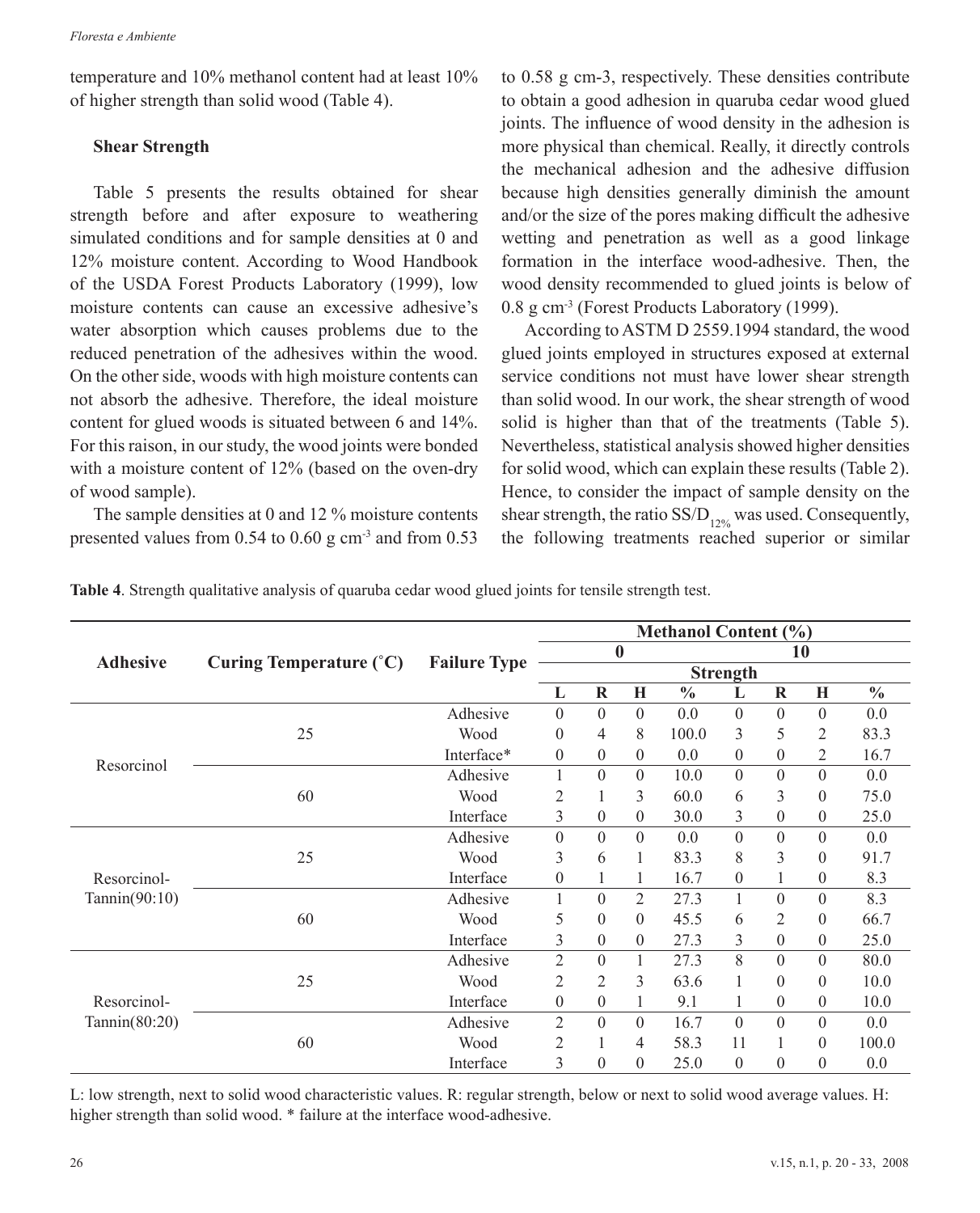temperature and 10% methanol content had at least 10% of higher strength than solid wood (Table 4).

### Shear Strength

Table 5 presents the results obtained for shear strength before and after exposure to weathering simulated conditions and for sample densities at 0 and 12% moisture content. According to Wood Handbook of the USDA Forest Products Laboratory (1999), low moisture contents can cause an excessive adhesive's water absorption which causes problems due to the reduced penetration of the adhesives within the wood. On the other side, woods with high moisture contents can not absorb the adhesive. Therefore, the ideal moisture content for glued woods is situated between 6 and 14%. For this raison, in our study, the wood joints were bonded with a moisture content of 12% (based on the oven-dry of wood sample).

The sample densities at 0 and 12 % moisture contents presented values from 0.54 to 0.60 g cm$^{-3}$ and from 0.53 to 0.58 g cm-3, respectively. These densities contribute to obtain a good adhesion in quaruba cedar wood glued joints. The influence of wood density in the adhesion is more physical than chemical. Really, it directly controls the mechanical adhesion and the adhesive diffusion because high densities generally diminish the amount and/or the size of the pores making difficult the adhesive wetting and penetration as well as a good linkage formation in the interface wood-adhesive. Then, the wood density recommended to glued joints is below of 0.8 g cm$^{-3}$ (Forest Products Laboratory (1999).

According to ASTM D 2559.1994 standard, the wood glued joints employed in structures exposed at external service conditions not must have lower shear strength than solid wood. In our work, the shear strength of wood solid is higher than that of the treatments (Table 5). Nevertheless, statistical analysis showed higher densities for solid wood, which can explain these results (Table 2). Hence, to consider the impact of sample density on the shear strength, the ratio $SS/D_{12\%}$ was used. Consequently, the following treatments reached superior or similar

**Table 4**. Strength qualitative analysis of quaruba cedar wood glued joints for tensile strength test.

| Adhesive | Curing Temperature (°C) | Failure Type | Methanol Content (%) | | | | | | | |
|---|---|---|---|---|---|---|---|---|---|---|
| | | | 0 | | | | 10 | | | |
| | | | Strength | | | | | | | |
| | | | L | R | H | % | L | R | H | % |
| Resorcinol | 25 | Adhesive | 0 | 0 | 0 | 0.0 | 0 | 0 | 0 | 0.0 |
| | | Wood | 0 | 4 | 8 | 100.0 | 3 | 5 | 2 | 83.3 |
| | | Interface* | 0 | 0 | 0 | 0.0 | 0 | 0 | 2 | 16.7 |
| | 60 | Adhesive | 1 | 0 | 0 | 10.0 | 0 | 0 | 0 | 0.0 |
| | | Wood | 2 | 1 | 3 | 60.0 | 6 | 3 | 0 | 75.0 |
| | | Interface | 3 | 0 | 0 | 30.0 | 3 | 0 | 0 | 25.0 |
| Resorcinol-Tannin(90:10) | 25 | Adhesive | 0 | 0 | 0 | 0.0 | 0 | 0 | 0 | 0.0 |
| | | Wood | 3 | 6 | 1 | 83.3 | 8 | 3 | 0 | 91.7 |
| | | Interface | 0 | 1 | 1 | 16.7 | 0 | 1 | 0 | 8.3 |
| | 60 | Adhesive | 1 | 0 | 2 | 27.3 | 1 | 0 | 0 | 8.3 |
| | | Wood | 5 | 0 | 0 | 45.5 | 6 | 2 | 0 | 66.7 |
| | | Interface | 3 | 0 | 0 | 27.3 | 3 | 0 | 0 | 25.0 |
| Resorcinol-Tannin(80:20) | 25 | Adhesive | 2 | 0 | 1 | 27.3 | 8 | 0 | 0 | 80.0 |
| | | Wood | 2 | 2 | 3 | 63.6 | 1 | 0 | 0 | 10.0 |
| | | Interface | 0 | 0 | 1 | 9.1 | 1 | 0 | 0 | 10.0 |
| | 60 | Adhesive | 2 | 0 | 0 | 16.7 | 0 | 0 | 0 | 0.0 |
| | | Wood | 2 | 1 | 4 | 58.3 | 11 | 1 | 0 | 100.0 |
| | | Interface | 3 | 0 | 0 | 25.0 | 0 | 0 | 0 | 0.0 |

L: low strength, next to solid wood characteristic values. R: regular strength, below or next to solid wood average values. H: higher strength than solid wood. * failure at the interface wood-adhesive.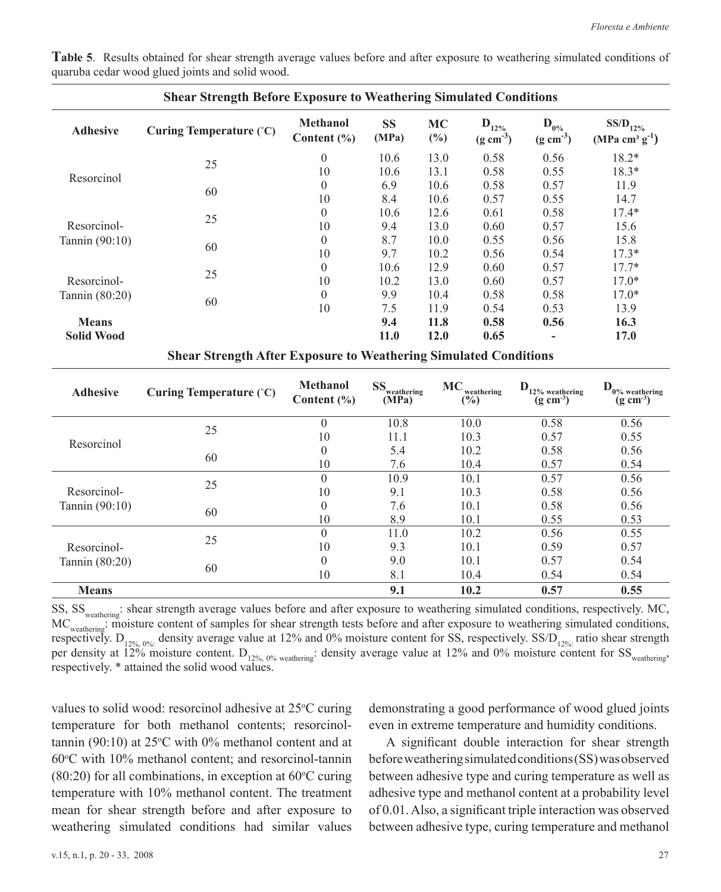**Table 5**. Results obtained for shear strength average values before and after exposure to weathering simulated conditions of quaruba cedar wood glued joints and solid wood.

**Shear Strength Before Exposure to Weathering Simulated Conditions**

| Adhesive | Curing Temperature (°C) | Methanol Content (%) | SS (MPa) | MC (%) | $D_{12\%}$ (g cm$^{-3}$) | $D_{0\%}$ (g cm$^{-3}$) | $SS/D_{12\%}$ (MPa cm$^3$ g$^{-1}$) |
|---|---|---|---|---|---|---|---|
| Resorcinol | 25 | 0 | 10.6 | 13.0 | 0.58 | 0.56 | 18.2* |
| | | 10 | 10.6 | 13.1 | 0.58 | 0.55 | 18.3* |
| | 60 | 0 | 6.9 | 10.6 | 0.58 | 0.57 | 11.9 |
| | | 10 | 8.4 | 10.6 | 0.57 | 0.55 | 14.7 |
| Resorcinol-Tannin (90:10) | 25 | 0 | 10.6 | 12.6 | 0.61 | 0.58 | 17.4* |
| | | 10 | 9.4 | 13.0 | 0.60 | 0.57 | 15.6 |
| | 60 | 0 | 8.7 | 10.0 | 0.55 | 0.56 | 15.8 |
| | | 10 | 9.7 | 10.2 | 0.56 | 0.54 | 17.3* |
| Resorcinol-Tannin (80:20) | 25 | 0 | 10.6 | 12.9 | 0.60 | 0.57 | 17.7* |
| | | 10 | 10.2 | 13.0 | 0.60 | 0.57 | 17.0* |
| | 60 | 0 | 9.9 | 10.4 | 0.58 | 0.58 | 17.0* |
| | | 10 | 7.5 | 11.9 | 0.54 | 0.53 | 13.9 |
| **Means** | | | **9.4** | **11.8** | **0.58** | **0.56** | **16.3** |
| **Solid Wood** | | | **11.0** | **12.0** | **0.65** | **-** | **17.0** |

**Shear Strength After Exposure to Weathering Simulated Conditions**

| Adhesive | Curing Temperature (°C) | Methanol Content (%) | $SS_{weathering}$ (MPa) | $MC_{weathering}$ (%) | $D_{12\%\ weathering}$ (g cm$^{-3}$) | $D_{0\%\ weathering}$ (g cm$^{-3}$) |
|---|---|---|---|---|---|---|
| Resorcinol | 25 | 0 | 10.8 | 10.0 | 0.58 | 0.56 |
| | | 10 | 11.1 | 10.3 | 0.57 | 0.55 |
| | 60 | 0 | 5.4 | 10.2 | 0.58 | 0.56 |
| | | 10 | 7.6 | 10.4 | 0.57 | 0.54 |
| Resorcinol-Tannin (90:10) | 25 | 0 | 10.9 | 10.1 | 0.57 | 0.56 |
| | | 10 | 9.1 | 10.3 | 0.58 | 0.56 |
| | 60 | 0 | 7.6 | 10.1 | 0.58 | 0.56 |
| | | 10 | 8.9 | 10.1 | 0.55 | 0.53 |
| Resorcinol-Tannin (80:20) | 25 | 0 | 11.0 | 10.2 | 0.56 | 0.55 |
| | | 10 | 9.3 | 10.1 | 0.59 | 0.57 |
| | 60 | 0 | 9.0 | 10.1 | 0.57 | 0.54 |
| | | 10 | 8.1 | 10.4 | 0.54 | 0.54 |
| **Means** | | | **9.1** | **10.2** | **0.57** | **0.55** |

SS, $SS_{weathering}$: shear strength average values before and after exposure to weathering simulated conditions, respectively. MC, $MC_{weathering}$: moisture content of samples for shear strength tests before and after exposure to weathering simulated conditions, respectively. $D_{12\%,\ 0\%}$: density average value at 12% and 0% moisture content for SS, respectively. $SS/D_{12\%}$: ratio shear strength per density at 12% moisture content. $D_{12\%,\ 0\%\ weathering}$: density average value at 12% and 0% moisture content for $SS_{weathering}$, respectively. * attained the solid wood values.

values to solid wood: resorcinol adhesive at 25°C curing temperature for both methanol contents; resorcinol-tannin (90:10) at 25°C with 0% methanol content and at 60°C with 10% methanol content; and resorcinol-tannin (80:20) for all combinations, in exception at 60°C curing temperature with 10% methanol content. The treatment mean for shear strength before and after exposure to weathering simulated conditions had similar values demonstrating a good performance of wood glued joints even in extreme temperature and humidity conditions.

A significant double interaction for shear strength before weathering simulated conditions (SS) was observed between adhesive type and curing temperature as well as adhesive type and methanol content at a probability level of 0.01. Also, a significant triple interaction was observed between adhesive type, curing temperature and methanol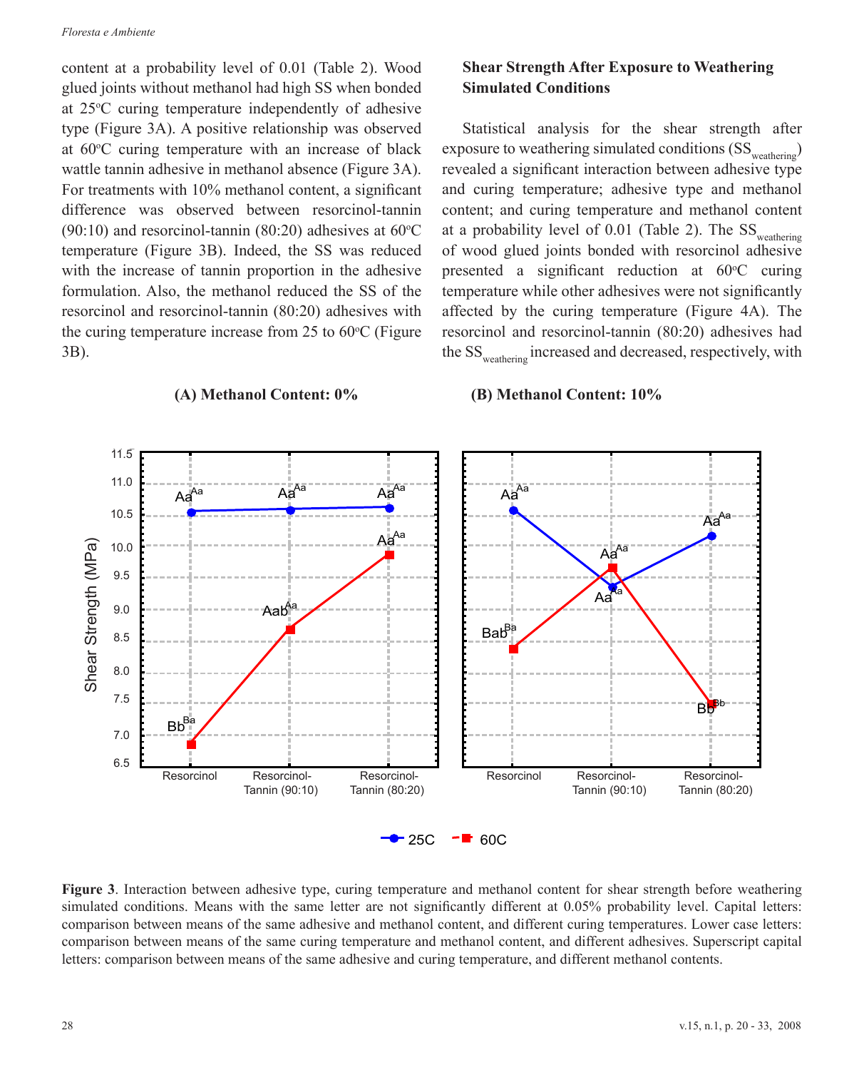content at a probability level of 0.01 (Table 2). Wood glued joints without methanol had high SS when bonded at 25ºC curing temperature independently of adhesive type (Figure 3A). A positive relationship was observed at 60ºC curing temperature with an increase of black wattle tannin adhesive in methanol absence (Figure 3A). For treatments with 10% methanol content, a significant difference was observed between resorcinol-tannin (90:10) and resorcinol-tannin (80:20) adhesives at 60ºC temperature (Figure 3B). Indeed, the SS was reduced with the increase of tannin proportion in the adhesive formulation. Also, the methanol reduced the SS of the resorcinol and resorcinol-tannin (80:20) adhesives with the curing temperature increase from 25 to 60ºC (Figure 3B).

**(A) Methanol Content: 0%** **(B) Methanol Content: 10%**

Figure 3. Interaction between adhesive type, curing temperature and methanol content for shear strength before weathering simulated conditions. Means with the same letter are not significantly different at 0.05% probability level. Capital letters: comparison between means of the same adhesive and methanol content, and different curing temperatures. Lower case letters: comparison between means of the same curing temperature and methanol content, and different adhesives. Superscript capital letters: comparison between means of the same adhesive and curing temperature, and different methanol contents.

### Shear Strength After Exposure to Weathering Simulated Conditions

Statistical analysis for the shear strength after exposure to weathering simulated conditions ($SS_{weathering}$) revealed a significant interaction between adhesive type and curing temperature; adhesive type and methanol content; and curing temperature and methanol content at a probability level of 0.01 (Table 2). The $SS_{weathering}$ of wood glued joints bonded with resorcinol adhesive presented a significant reduction at 60ºC curing temperature while other adhesives were not significantly affected by the curing temperature (Figure 4A). The resorcinol and resorcinol-tannin (80:20) adhesives had the $SS_{weathering}$ increased and decreased, respectively, with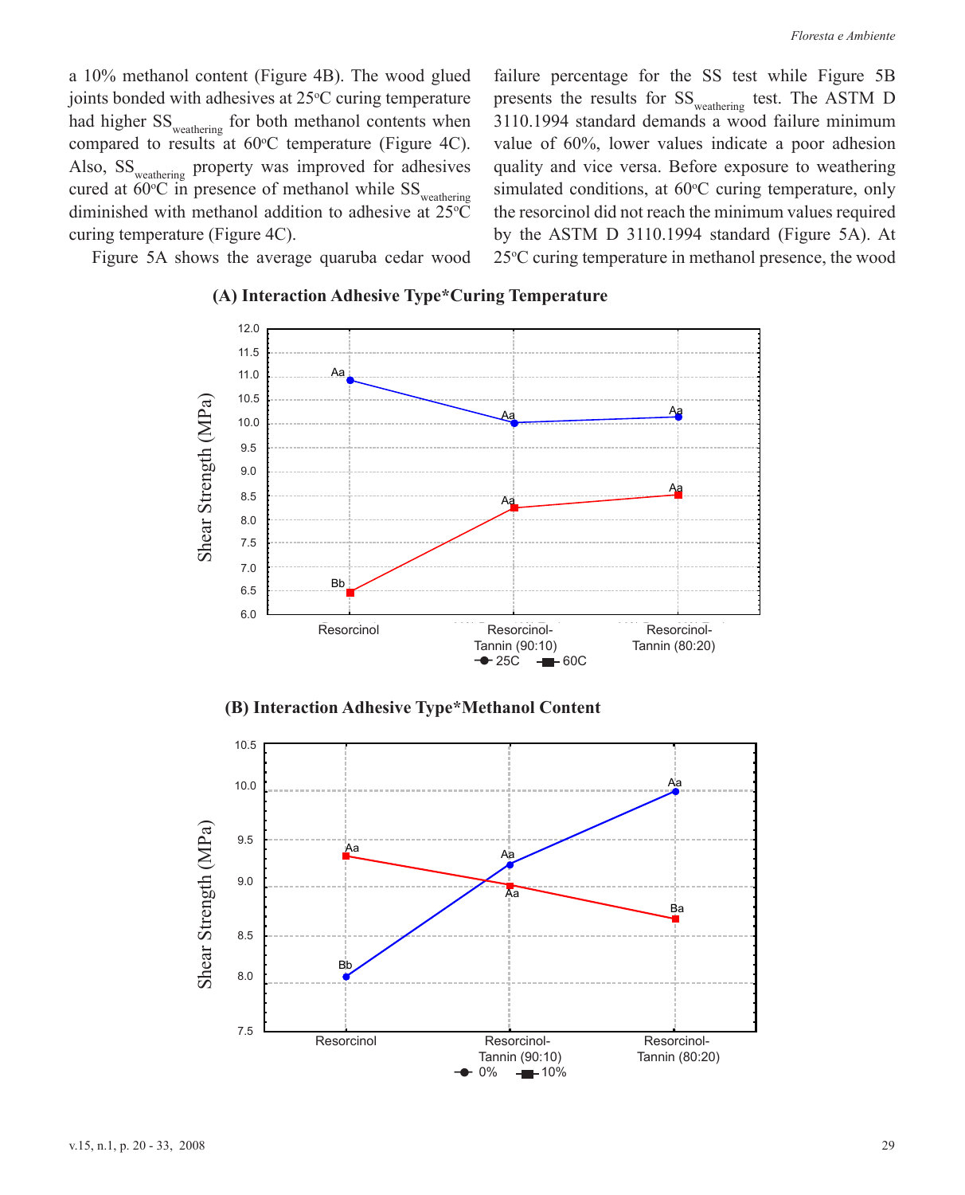a 10% methanol content (Figure 4B). The wood glued joints bonded with adhesives at 25ºC curing temperature had higher $SS_{weathering}$ for both methanol contents when compared to results at 60ºC temperature (Figure 4C). Also, $SS_{weathering}$ property was improved for adhesives cured at 60ºC in presence of methanol while $SS_{weathering}$ diminished with methanol addition to adhesive at 25ºC curing temperature (Figure 4C).

Figure 5A shows the average quaruba cedar wood failure percentage for the SS test while Figure 5B presents the results for $SS_{weathering}$ test. The ASTM D 3110.1994 standard demands a wood failure minimum value of 60%, lower values indicate a poor adhesion quality and vice versa. Before exposure to weathering simulated conditions, at 60ºC curing temperature, only the resorcinol did not reach the minimum values required by the ASTM D 3110.1994 standard (Figure 5A). At 25ºC curing temperature in methanol presence, the wood

**(A) Interaction Adhesive Type*Curing Temperature**

**(B) Interaction Adhesive Type*Methanol Content**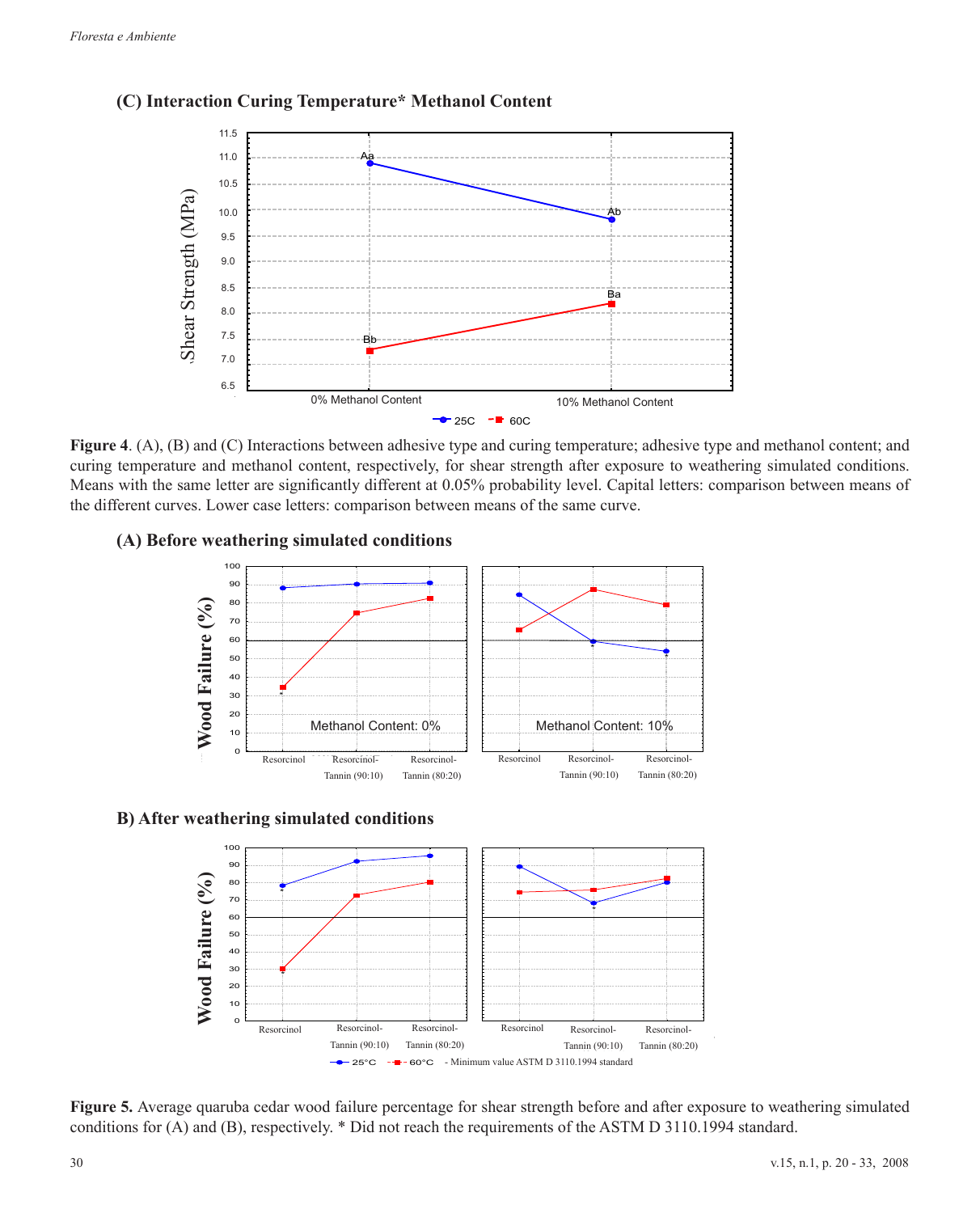**(C) Interaction Curing Temperature* Methanol Content**

**Figure 4**. (A), (B) and (C) Interactions between adhesive type and curing temperature; adhesive type and methanol content; and curing temperature and methanol content, respectively, for shear strength after exposure to weathering simulated conditions. Means with the same letter are significantly different at 0.05% probability level. Capital letters: comparison between means of the different curves. Lower case letters: comparison between means of the same curve.

**(A) Before weathering simulated conditions**

**B) After weathering simulated conditions**

**Figure 5.** Average quaruba cedar wood failure percentage for shear strength before and after exposure to weathering simulated conditions for (A) and (B), respectively. * Did not reach the requirements of the ASTM D 3110.1994 standard.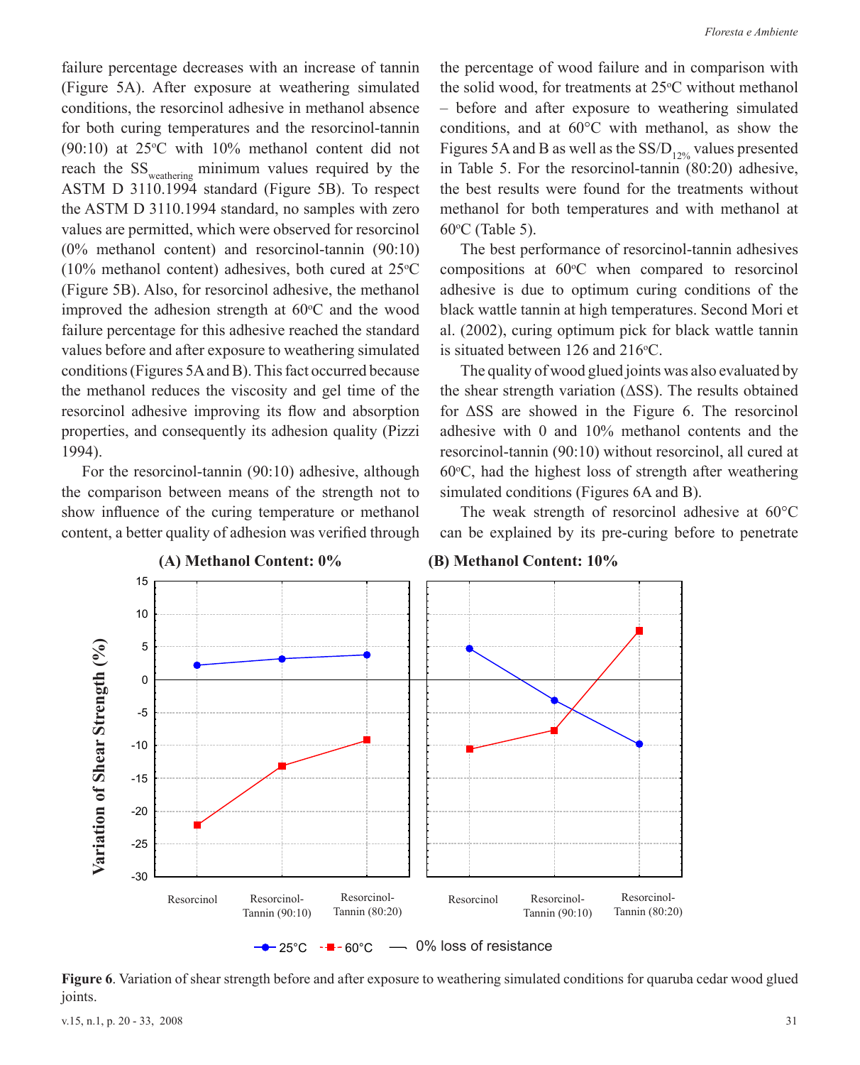failure percentage decreases with an increase of tannin (Figure 5A). After exposure at weathering simulated conditions, the resorcinol adhesive in methanol absence for both curing temperatures and the resorcinol-tannin (90:10) at 25ºC with 10% methanol content did not reach the $SS_{weathering}$ minimum values required by the ASTM D 3110.1994 standard (Figure 5B). To respect the ASTM D 3110.1994 standard, no samples with zero values are permitted, which were observed for resorcinol (0% methanol content) and resorcinol-tannin (90:10) (10% methanol content) adhesives, both cured at 25ºC (Figure 5B). Also, for resorcinol adhesive, the methanol improved the adhesion strength at 60ºC and the wood failure percentage for this adhesive reached the standard values before and after exposure to weathering simulated conditions (Figures 5A and B). This fact occurred because the methanol reduces the viscosity and gel time of the resorcinol adhesive improving its flow and absorption properties, and consequently its adhesion quality (Pizzi 1994).

For the resorcinol-tannin (90:10) adhesive, although the comparison between means of the strength not to show influence of the curing temperature or methanol content, a better quality of adhesion was verified through the percentage of wood failure and in comparison with the solid wood, for treatments at 25ºC without methanol – before and after exposure to weathering simulated conditions, and at 60°C with methanol, as show the Figures 5A and B as well as the $SS/D_{12\%}$ values presented in Table 5. For the resorcinol-tannin (80:20) adhesive, the best results were found for the treatments without methanol for both temperatures and with methanol at 60ºC (Table 5).

The best performance of resorcinol-tannin adhesives compositions at 60ºC when compared to resorcinol adhesive is due to optimum curing conditions of the black wattle tannin at high temperatures. Second Mori et al. (2002), curing optimum pick for black wattle tannin is situated between 126 and 216ºC.

The quality of wood glued joints was also evaluated by the shear strength variation ($\Delta SS$). The results obtained for $\Delta SS$ are showed in the Figure 6. The resorcinol adhesive with 0 and 10% methanol contents and the resorcinol-tannin (90:10) without resorcinol, all cured at 60ºC, had the highest loss of strength after weathering simulated conditions (Figures 6A and B).

The weak strength of resorcinol adhesive at 60°C can be explained by its pre-curing before to penetrate

**Figure 6**. Variation of shear strength before and after exposure to weathering simulated conditions for quaruba cedar wood glued joints.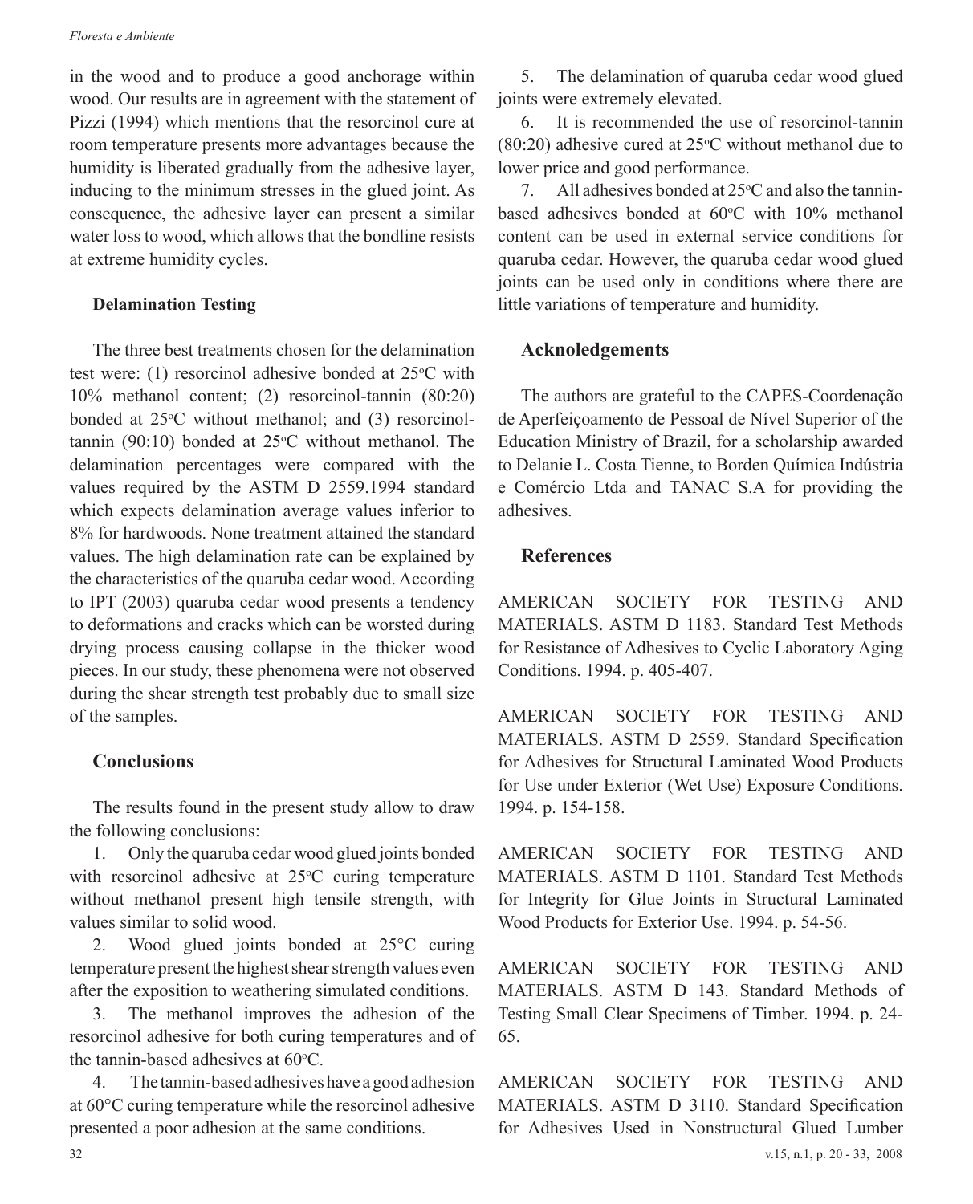in the wood and to produce a good anchorage within wood. Our results are in agreement with the statement of Pizzi (1994) which mentions that the resorcinol cure at room temperature presents more advantages because the humidity is liberated gradually from the adhesive layer, inducing to the minimum stresses in the glued joint. As consequence, the adhesive layer can present a similar water loss to wood, which allows that the bondline resists at extreme humidity cycles.

### Delamination Testing

The three best treatments chosen for the delamination test were: (1) resorcinol adhesive bonded at 25ºC with 10% methanol content; (2) resorcinol-tannin (80:20) bonded at 25ºC without methanol; and (3) resorcinol-tannin (90:10) bonded at 25ºC without methanol. The delamination percentages were compared with the values required by the ASTM D 2559.1994 standard which expects delamination average values inferior to 8% for hardwoods. None treatment attained the standard values. The high delamination rate can be explained by the characteristics of the quaruba cedar wood. According to IPT (2003) quaruba cedar wood presents a tendency to deformations and cracks which can be worsted during drying process causing collapse in the thicker wood pieces. In our study, these phenomena were not observed during the shear strength test probably due to small size of the samples.

## Conclusions

The results found in the present study allow to draw the following conclusions:

1. Only the quaruba cedar wood glued joints bonded with resorcinol adhesive at 25ºC curing temperature without methanol present high tensile strength, with values similar to solid wood.
2. Wood glued joints bonded at 25°C curing temperature present the highest shear strength values even after the exposition to weathering simulated conditions.
3. The methanol improves the adhesion of the resorcinol adhesive for both curing temperatures and of the tannin-based adhesives at 60ºC.
4. The tannin-based adhesives have a good adhesion at 60°C curing temperature while the resorcinol adhesive presented a poor adhesion at the same conditions.
5. The delamination of quaruba cedar wood glued joints were extremely elevated.
6. It is recommended the use of resorcinol-tannin (80:20) adhesive cured at 25ºC without methanol due to lower price and good performance.
7. All adhesives bonded at 25ºC and also the tannin-based adhesives bonded at 60ºC with 10% methanol content can be used in external service conditions for quaruba cedar. However, the quaruba cedar wood glued joints can be used only in conditions where there are little variations of temperature and humidity.

## Acknoledgements

The authors are grateful to the CAPES-Coordenação de Aperfeiçoamento de Pessoal de Nível Superior of the Education Ministry of Brazil, for a scholarship awarded to Delanie L. Costa Tienne, to Borden Química Indústria e Comércio Ltda and TANAC S.A for providing the adhesives.

## References

AMERICAN SOCIETY FOR TESTING AND MATERIALS. ASTM D 1183. Standard Test Methods for Resistance of Adhesives to Cyclic Laboratory Aging Conditions. 1994. p. 405-407.

AMERICAN SOCIETY FOR TESTING AND MATERIALS. ASTM D 2559. Standard Specification for Adhesives for Structural Laminated Wood Products for Use under Exterior (Wet Use) Exposure Conditions. 1994. p. 154-158.

AMERICAN SOCIETY FOR TESTING AND MATERIALS. ASTM D 1101. Standard Test Methods for Integrity for Glue Joints in Structural Laminated Wood Products for Exterior Use. 1994. p. 54-56.

AMERICAN SOCIETY FOR TESTING AND MATERIALS. ASTM D 143. Standard Methods of Testing Small Clear Specimens of Timber. 1994. p. 24-65.

AMERICAN SOCIETY FOR TESTING AND MATERIALS. ASTM D 3110. Standard Specification for Adhesives Used in Nonstructural Glued Lumber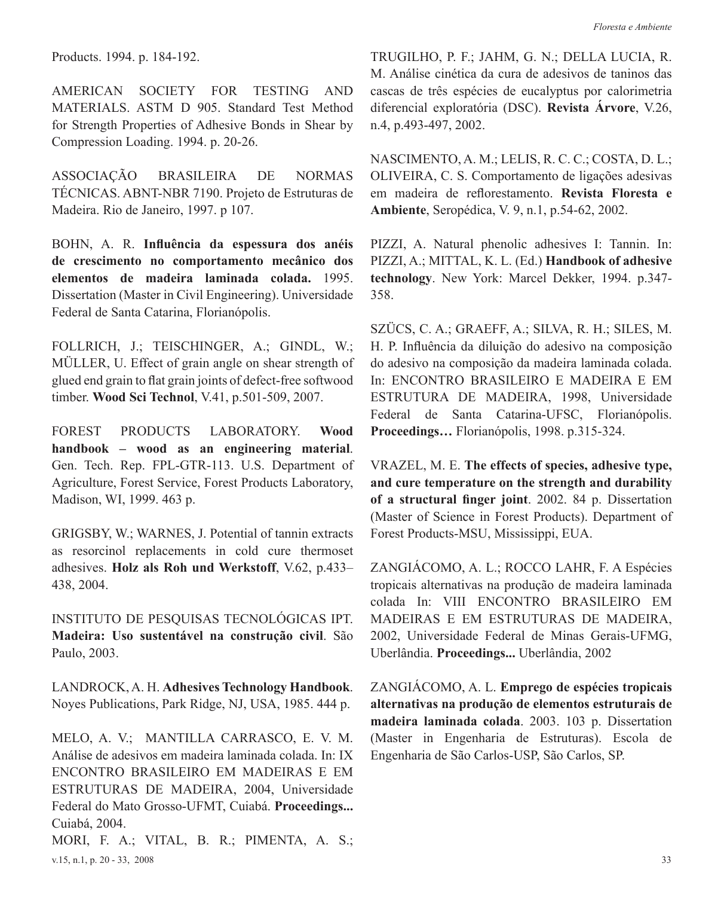Products. 1994. p. 184-192.

AMERICAN SOCIETY FOR TESTING AND MATERIALS. ASTM D 905. Standard Test Method for Strength Properties of Adhesive Bonds in Shear by Compression Loading. 1994. p. 20-26.

ASSOCIAÇÃO BRASILEIRA DE NORMAS TÉCNICAS. ABNT-NBR 7190. Projeto de Estruturas de Madeira. Rio de Janeiro, 1997. p 107.

BOHN, A. R. **Influência da espessura dos anéis de crescimento no comportamento mecânico dos elementos de madeira laminada colada.** 1995. Dissertation (Master in Civil Engineering). Universidade Federal de Santa Catarina, Florianópolis.

FOLLRICH, J.; TEISCHINGER, A.; GINDL, W.; MÜLLER, U. Effect of grain angle on shear strength of glued end grain to flat grain joints of defect-free softwood timber. **Wood Sci Technol**, V.41, p.501-509, 2007.

FOREST PRODUCTS LABORATORY. **Wood handbook – wood as an engineering material**. Gen. Tech. Rep. FPL-GTR-113. U.S. Department of Agriculture, Forest Service, Forest Products Laboratory, Madison, WI, 1999. 463 p.

GRIGSBY, W.; WARNES, J. Potential of tannin extracts as resorcinol replacements in cold cure thermoset adhesives. **Holz als Roh und Werkstoff**, V.62, p.433–438, 2004.

INSTITUTO DE PESQUISAS TECNOLÓGICAS IPT. **Madeira: Uso sustentável na construção civil**. São Paulo, 2003.

LANDROCK, A. H. **Adhesives Technology Handbook**. Noyes Publications, Park Ridge, NJ, USA, 1985. 444 p.

MELO, A. V.; MANTILLA CARRASCO, E. V. M. Análise de adesivos em madeira laminada colada. In: IX ENCONTRO BRASILEIRO EM MADEIRAS E EM ESTRUTURAS DE MADEIRA, 2004, Universidade Federal do Mato Grosso-UFMT, Cuiabá. **Proceedings...** Cuiabá, 2004.

MORI, F. A.; VITAL, B. R.; PIMENTA, A. S.; TRUGILHO, P. F.; JAHM, G. N.; DELLA LUCIA, R. M. Análise cinética da cura de adesivos de taninos das cascas de três espécies de eucalyptus por calorimetria diferencial exploratória (DSC). **Revista Árvore**, V.26, n.4, p.493-497, 2002.

NASCIMENTO, A. M.; LELIS, R. C. C.; COSTA, D. L.; OLIVEIRA, C. S. Comportamento de ligações adesivas em madeira de reflorestamento. **Revista Floresta e Ambiente**, Seropédica, V. 9, n.1, p.54-62, 2002.

PIZZI, A. Natural phenolic adhesives I: Tannin. In: PIZZI, A.; MITTAL, K. L. (Ed.) **Handbook of adhesive technology**. New York: Marcel Dekker, 1994. p.347-358.

SZÜCS, C. A.; GRAEFF, A.; SILVA, R. H.; SILES, M. H. P. Influência da diluição do adesivo na composição do adesivo na composição da madeira laminada colada. In: ENCONTRO BRASILEIRO E MADEIRA E EM ESTRUTURA DE MADEIRA, 1998, Universidade Federal de Santa Catarina-UFSC, Florianópolis. **Proceedings…** Florianópolis, 1998. p.315-324.

VRAZEL, M. E. **The effects of species, adhesive type, and cure temperature on the strength and durability of a structural finger joint**. 2002. 84 p. Dissertation (Master of Science in Forest Products). Department of Forest Products-MSU, Mississippi, EUA.

ZANGIÁCOMO, A. L.; ROCCO LAHR, F. A Espécies tropicais alternativas na produção de madeira laminada colada In: VIII ENCONTRO BRASILEIRO EM MADEIRAS E EM ESTRUTURAS DE MADEIRA, 2002, Universidade Federal de Minas Gerais-UFMG, Uberlândia. **Proceedings...** Uberlândia, 2002

ZANGIÁCOMO, A. L. **Emprego de espécies tropicais alternativas na produção de elementos estruturais de madeira laminada colada**. 2003. 103 p. Dissertation (Master in Engenharia de Estruturas). Escola de Engenharia de São Carlos-USP, São Carlos, SP.